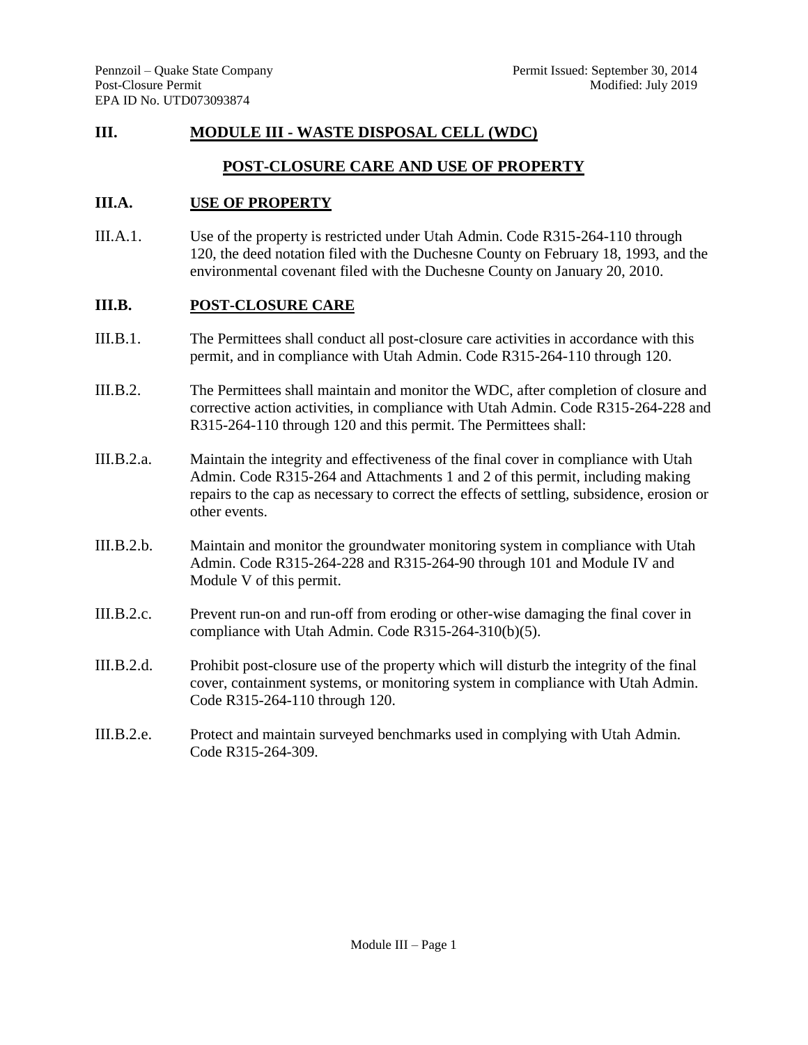# III. MODULE III - WASTE DISPOSAL CELL (WDC)

## POST-CLOSURE CARE AND USE OF PROPERTY

### III.A. USE OF PROPERTY

III.A.1. Use of the property is restricted under Utah Admin. Code R315-264-110 through 120, the deed notation filed with the Duchesne County on February 18, 1993, and the environmental covenant filed with the Duchesne County on January 20, 2010.

### III.B. POST-CLOSURE CARE

III.B.1. The Permittees shall conduct all post-closure care activities in accordance with this permit, and in compliance with Utah Admin. Code R315-264-110 through 120.

III.B.2. The Permittees shall maintain and monitor the WDC, after completion of closure and corrective action activities, in compliance with Utah Admin. Code R315-264-228 and R315-264-110 through 120 and this permit. The Permittees shall:

III.B.2.a. Maintain the integrity and effectiveness of the final cover in compliance with Utah Admin. Code R315-264 and Attachments 1 and 2 of this permit, including making repairs to the cap as necessary to correct the effects of settling, subsidence, erosion or other events.

III.B.2.b. Maintain and monitor the groundwater monitoring system in compliance with Utah Admin. Code R315-264-228 and R315-264-90 through 101 and Module IV and Module V of this permit.

III.B.2.c. Prevent run-on and run-off from eroding or other-wise damaging the final cover in compliance with Utah Admin. Code R315-264-310(b)(5).

III.B.2.d. Prohibit post-closure use of the property which will disturb the integrity of the final cover, containment systems, or monitoring system in compliance with Utah Admin. Code R315-264-110 through 120.

III.B.2.e. Protect and maintain surveyed benchmarks used in complying with Utah Admin. Code R315-264-309.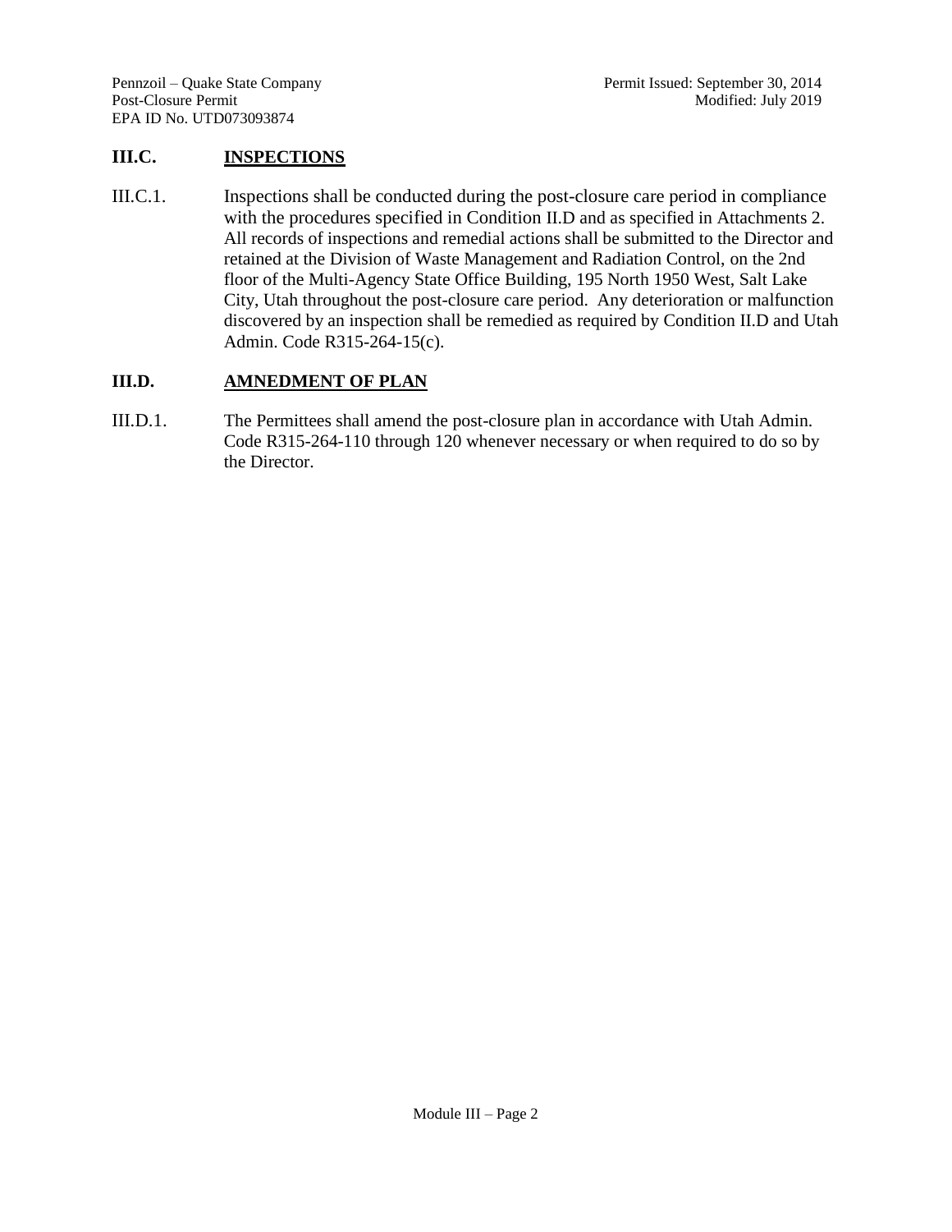## III.C. INSPECTIONS

III.C.1. Inspections shall be conducted during the post-closure care period in compliance with the procedures specified in Condition II.D and as specified in Attachments 2. All records of inspections and remedial actions shall be submitted to the Director and retained at the Division of Waste Management and Radiation Control, on the 2nd floor of the Multi-Agency State Office Building, 195 North 1950 West, Salt Lake City, Utah throughout the post-closure care period. Any deterioration or malfunction discovered by an inspection shall be remedied as required by Condition II.D and Utah Admin. Code R315-264-15(c).

## III.D. AMNEDMENT OF PLAN

III.D.1. The Permittees shall amend the post-closure plan in accordance with Utah Admin. Code R315-264-110 through 120 whenever necessary or when required to do so by the Director.